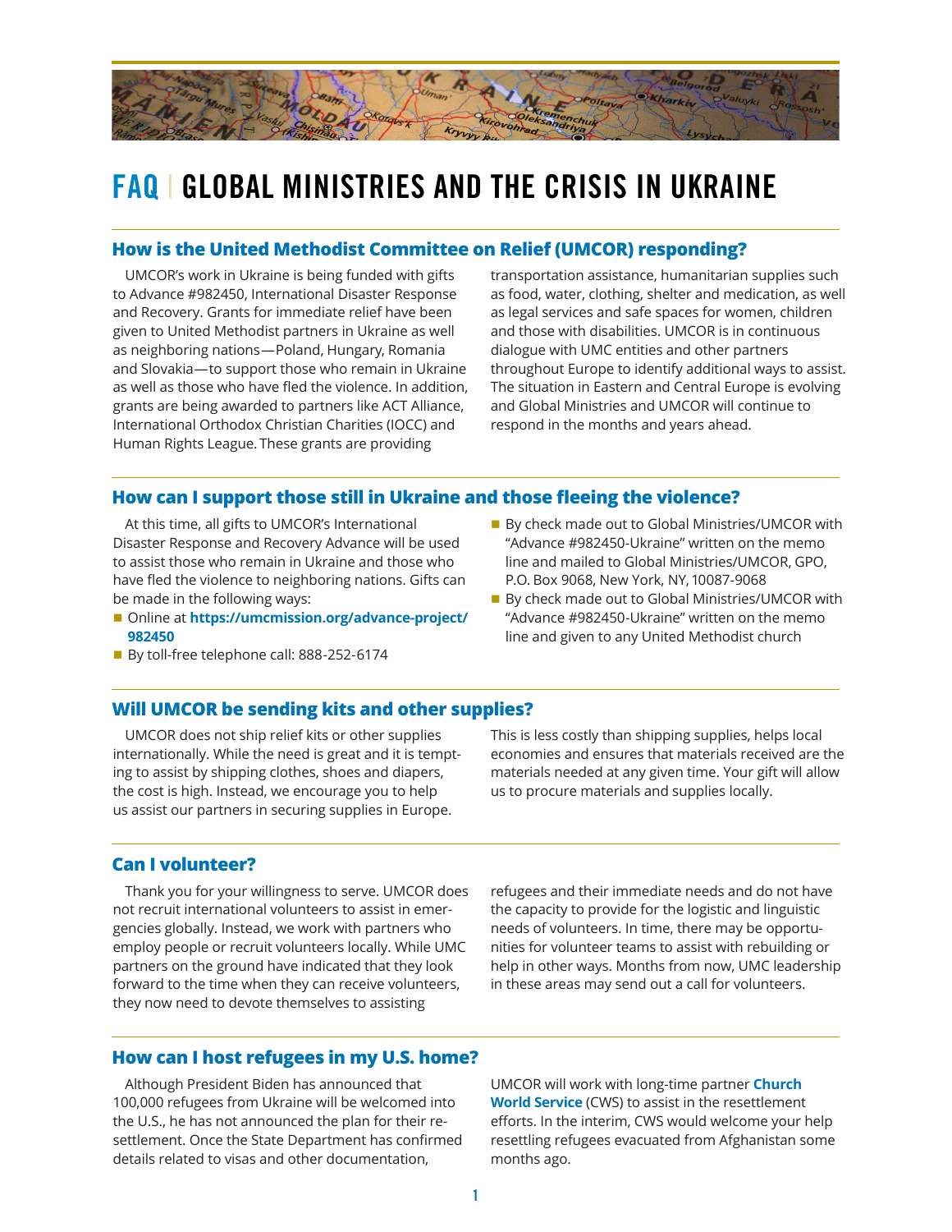# FAQ | GLOBAL MINISTRIES AND THE CRISIS IN UKRAINE

## How is the United Methodist Committee on Relief (UMCOR) responding?

UMCOR's work in Ukraine is being funded with gifts to Advance #982450, International Disaster Response and Recovery. Grants for immediate relief have been given to United Methodist partners in Ukraine as well as neighboring nations—Poland, Hungary, Romania and Slovakia—to support those who remain in Ukraine as well as those who have fled the violence. In addition, grants are being awarded to partners like ACT Alliance, International Orthodox Christian Charities (IOCC) and Human Rights League. These grants are providing transportation assistance, humanitarian supplies such as food, water, clothing, shelter and medication, as well as legal services and safe spaces for women, children and those with disabilities. UMCOR is in continuous dialogue with UMC entities and other partners throughout Europe to identify additional ways to assist. The situation in Eastern and Central Europe is evolving and Global Ministries and UMCOR will continue to respond in the months and years ahead.

## How can I support those still in Ukraine and those fleeing the violence?

At this time, all gifts to UMCOR's International Disaster Response and Recovery Advance will be used to assist those who remain in Ukraine and those who have fled the violence to neighboring nations. Gifts can be made in the following ways:

- Online at **https://umcmission.org/advance-project/982450**
- By toll-free telephone call: 888-252-6174
- By check made out to Global Ministries/UMCOR with "Advance #982450-Ukraine" written on the memo line and mailed to Global Ministries/UMCOR, GPO, P.O. Box 9068, New York, NY, 10087-9068
- By check made out to Global Ministries/UMCOR with "Advance #982450-Ukraine" written on the memo line and given to any United Methodist church

## Will UMCOR be sending kits and other supplies?

UMCOR does not ship relief kits or other supplies internationally. While the need is great and it is tempting to assist by shipping clothes, shoes and diapers, the cost is high. Instead, we encourage you to help us assist our partners in securing supplies in Europe. This is less costly than shipping supplies, helps local economies and ensures that materials received are the materials needed at any given time. Your gift will allow us to procure materials and supplies locally.

## Can I volunteer?

Thank you for your willingness to serve. UMCOR does not recruit international volunteers to assist in emergencies globally. Instead, we work with partners who employ people or recruit volunteers locally. While UMC partners on the ground have indicated that they look forward to the time when they can receive volunteers, they now need to devote themselves to assisting refugees and their immediate needs and do not have the capacity to provide for the logistic and linguistic needs of volunteers. In time, there may be opportunities for volunteer teams to assist with rebuilding or help in other ways. Months from now, UMC leadership in these areas may send out a call for volunteers.

## How can I host refugees in my U.S. home?

Although President Biden has announced that 100,000 refugees from Ukraine will be welcomed into the U.S., he has not announced the plan for their resettlement. Once the State Department has confirmed details related to visas and other documentation, UMCOR will work with long-time partner **Church World Service** (CWS) to assist in the resettlement efforts. In the interim, CWS would welcome your help resettling refugees evacuated from Afghanistan some months ago.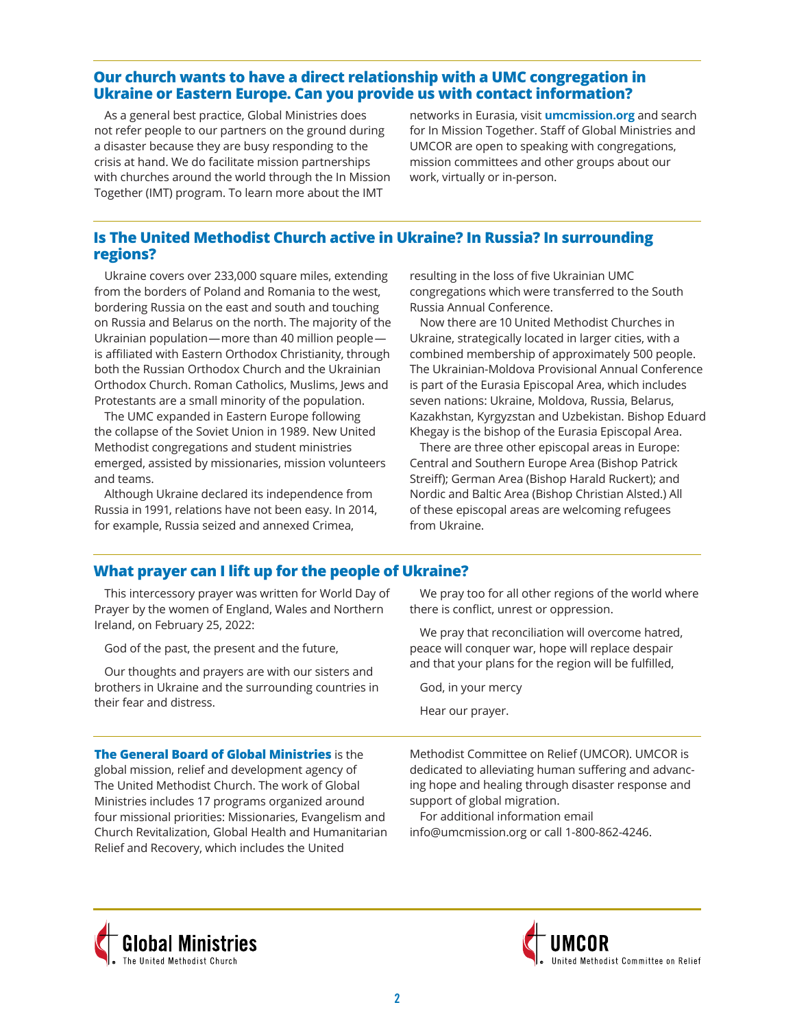## Our church wants to have a direct relationship with a UMC congregation in Ukraine or Eastern Europe. Can you provide us with contact information?

As a general best practice, Global Ministries does not refer people to our partners on the ground during a disaster because they are busy responding to the crisis at hand. We do facilitate mission partnerships with churches around the world through the In Mission Together (IMT) program. To learn more about the IMT networks in Eurasia, visit **umcmission.org** and search for In Mission Together. Staff of Global Ministries and UMCOR are open to speaking with congregations, mission committees and other groups about our work, virtually or in-person.

## Is The United Methodist Church active in Ukraine? In Russia? In surrounding regions?

Ukraine covers over 233,000 square miles, extending from the borders of Poland and Romania to the west, bordering Russia on the east and south and touching on Russia and Belarus on the north. The majority of the Ukrainian population—more than 40 million people—is affiliated with Eastern Orthodox Christianity, through both the Russian Orthodox Church and the Ukrainian Orthodox Church. Roman Catholics, Muslims, Jews and Protestants are a small minority of the population.

The UMC expanded in Eastern Europe following the collapse of the Soviet Union in 1989. New United Methodist congregations and student ministries emerged, assisted by missionaries, mission volunteers and teams.

Although Ukraine declared its independence from Russia in 1991, relations have not been easy. In 2014, for example, Russia seized and annexed Crimea, resulting in the loss of five Ukrainian UMC congregations which were transferred to the South Russia Annual Conference.

Now there are 10 United Methodist Churches in Ukraine, strategically located in larger cities, with a combined membership of approximately 500 people. The Ukrainian-Moldova Provisional Annual Conference is part of the Eurasia Episcopal Area, which includes seven nations: Ukraine, Moldova, Russia, Belarus, Kazakhstan, Kyrgyzstan and Uzbekistan. Bishop Eduard Khegay is the bishop of the Eurasia Episcopal Area.

There are three other episcopal areas in Europe: Central and Southern Europe Area (Bishop Patrick Streiff); German Area (Bishop Harald Ruckert); and Nordic and Baltic Area (Bishop Christian Alsted.) All of these episcopal areas are welcoming refugees from Ukraine.

## What prayer can I lift up for the people of Ukraine?

This intercessory prayer was written for World Day of Prayer by the women of England, Wales and Northern Ireland, on February 25, 2022:

God of the past, the present and the future,

Our thoughts and prayers are with our sisters and brothers in Ukraine and the surrounding countries in their fear and distress.

We pray too for all other regions of the world where there is conflict, unrest or oppression.

We pray that reconciliation will overcome hatred, peace will conquer war, hope will replace despair and that your plans for the region will be fulfilled,

God, in your mercy

Hear our prayer.

**The General Board of Global Ministries** is the global mission, relief and development agency of The United Methodist Church. The work of Global Ministries includes 17 programs organized around four missional priorities: Missionaries, Evangelism and Church Revitalization, Global Health and Humanitarian Relief and Recovery, which includes the United Methodist Committee on Relief (UMCOR). UMCOR is dedicated to alleviating human suffering and advancing hope and healing through disaster response and support of global migration.

For additional information email info@umcmission.org or call 1-800-862-4246.

Global Ministries
The United Methodist Church

UMCOR
United Methodist Committee on Relief